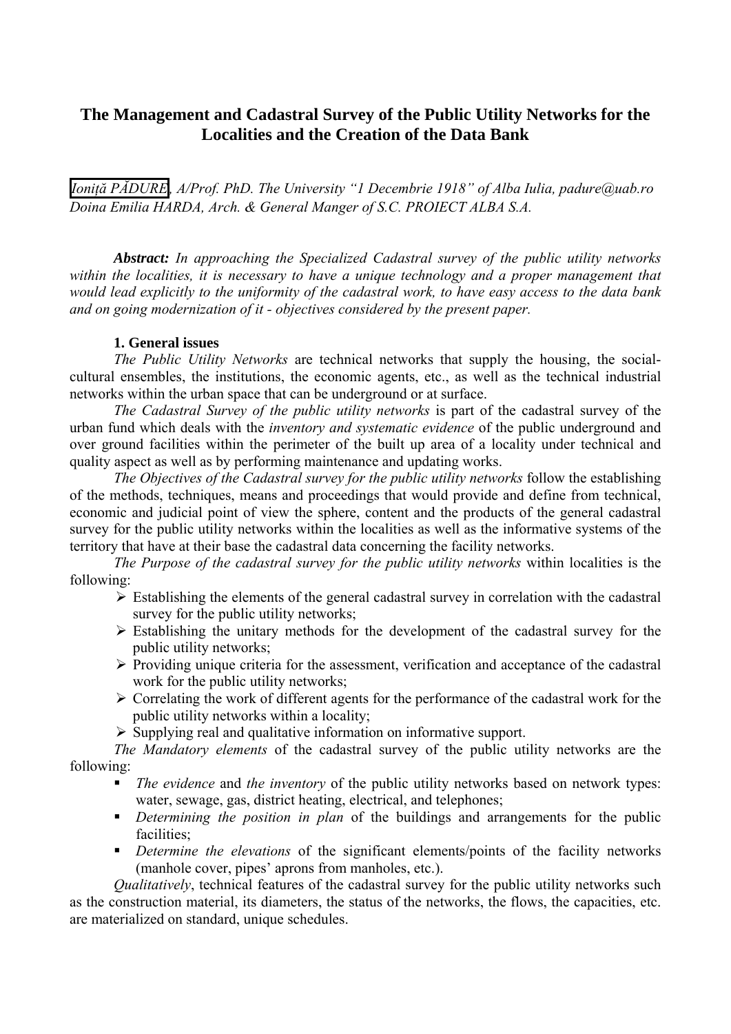# The Management and Cadastral Survey of the Public Utility Networks for the Localities and the Creation of the Data Bank

*Ioniţă PĂDURE, A/Prof. PhD. The University "1 Decembrie 1918" of Alba Iulia, padure@uab.ro*
*Doina Emilia HARDA, Arch. & General Manger of S.C. PROIECT ALBA S.A.*

***Abstract:*** *In approaching the Specialized Cadastral survey of the public utility networks within the localities, it is necessary to have a unique technology and a proper management that would lead explicitly to the uniformity of the cadastral work, to have easy access to the data bank and on going modernization of it - objectives considered by the present paper.*

## 1. General issues

*The Public Utility Networks* are technical networks that supply the housing, the social-cultural ensembles, the institutions, the economic agents, etc., as well as the technical industrial networks within the urban space that can be underground or at surface.

*The Cadastral Survey of the public utility networks* is part of the cadastral survey of the urban fund which deals with the *inventory and systematic evidence* of the public underground and over ground facilities within the perimeter of the built up area of a locality under technical and quality aspect as well as by performing maintenance and updating works.

*The Objectives of the Cadastral survey for the public utility networks* follow the establishing of the methods, techniques, means and proceedings that would provide and define from technical, economic and judicial point of view the sphere, content and the products of the general cadastral survey for the public utility networks within the localities as well as the informative systems of the territory that have at their base the cadastral data concerning the facility networks.

*The Purpose of the cadastral survey for the public utility networks* within localities is the following:

- Establishing the elements of the general cadastral survey in correlation with the cadastral survey for the public utility networks;
- Establishing the unitary methods for the development of the cadastral survey for the public utility networks;
- Providing unique criteria for the assessment, verification and acceptance of the cadastral work for the public utility networks;
- Correlating the work of different agents for the performance of the cadastral work for the public utility networks within a locality;
- Supplying real and qualitative information on informative support.

*The Mandatory elements* of the cadastral survey of the public utility networks are the following:

- *The evidence* and *the inventory* of the public utility networks based on network types: water, sewage, gas, district heating, electrical, and telephones;
- *Determining the position in plan* of the buildings and arrangements for the public facilities;
- *Determine the elevations* of the significant elements/points of the facility networks (manhole cover, pipes' aprons from manholes, etc.).

*Qualitatively*, technical features of the cadastral survey for the public utility networks such as the construction material, its diameters, the status of the networks, the flows, the capacities, etc. are materialized on standard, unique schedules.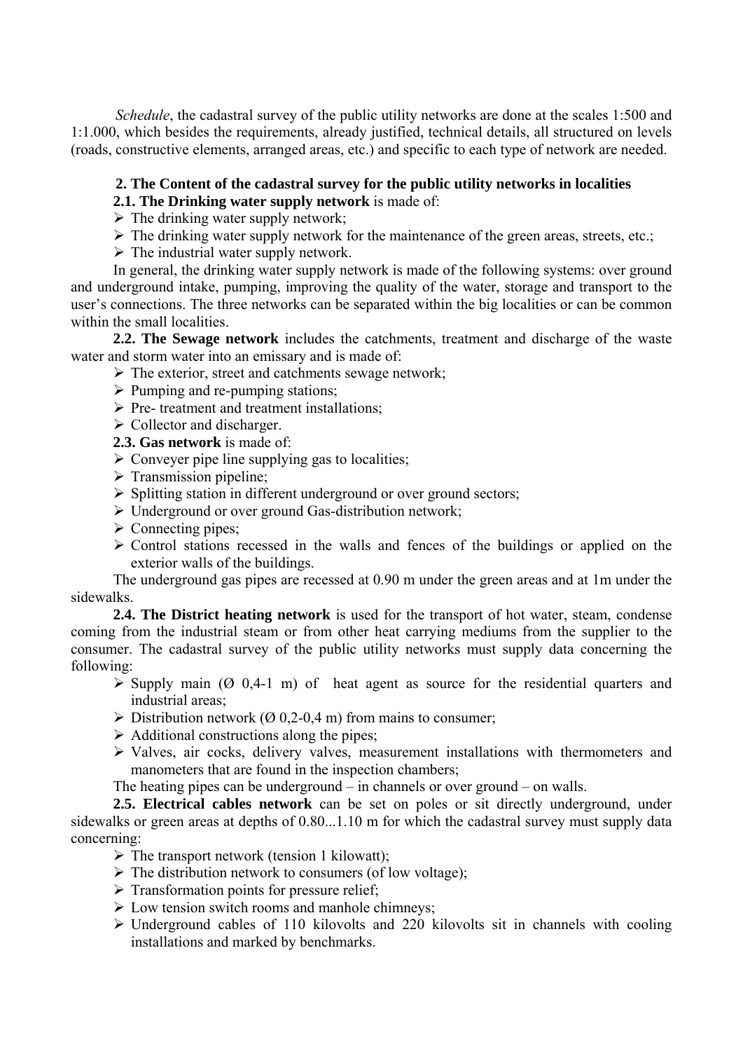*Schedule*, the cadastral survey of the public utility networks are done at the scales 1:500 and 1:1.000, which besides the requirements, already justified, technical details, all structured on levels (roads, constructive elements, arranged areas, etc.) and specific to each type of network are needed.

## 2. The Content of the cadastral survey for the public utility networks in localities

**2.1. The Drinking water supply network** is made of:

- The drinking water supply network;
- The drinking water supply network for the maintenance of the green areas, streets, etc.;
- The industrial water supply network.

In general, the drinking water supply network is made of the following systems: over ground and underground intake, pumping, improving the quality of the water, storage and transport to the user's connections. The three networks can be separated within the big localities or can be common within the small localities.

**2.2. The Sewage network** includes the catchments, treatment and discharge of the waste water and storm water into an emissary and is made of:

- The exterior, street and catchments sewage network;
- Pumping and re-pumping stations;
- Pre- treatment and treatment installations;
- Collector and discharger.

**2.3. Gas network** is made of:

- Conveyer pipe line supplying gas to localities;
- Transmission pipeline;
- Splitting station in different underground or over ground sectors;
- Underground or over ground Gas-distribution network;
- Connecting pipes;
- Control stations recessed in the walls and fences of the buildings or applied on the exterior walls of the buildings.

The underground gas pipes are recessed at 0.90 m under the green areas and at 1m under the sidewalks.

**2.4. The District heating network** is used for the transport of hot water, steam, condense coming from the industrial steam or from other heat carrying mediums from the supplier to the consumer. The cadastral survey of the public utility networks must supply data concerning the following:

- Supply main (Ø 0,4-1 m) of heat agent as source for the residential quarters and industrial areas;
- Distribution network (Ø 0,2-0,4 m) from mains to consumer;
- Additional constructions along the pipes;
- Valves, air cocks, delivery valves, measurement installations with thermometers and manometers that are found in the inspection chambers;

The heating pipes can be underground – in channels or over ground – on walls.

**2.5. Electrical cables network** can be set on poles or sit directly underground, under sidewalks or green areas at depths of 0.80...1.10 m for which the cadastral survey must supply data concerning:

- The transport network (tension 1 kilowatt);
- The distribution network to consumers (of low voltage);
- Transformation points for pressure relief;
- Low tension switch rooms and manhole chimneys;
- Underground cables of 110 kilovolts and 220 kilovolts sit in channels with cooling installations and marked by benchmarks.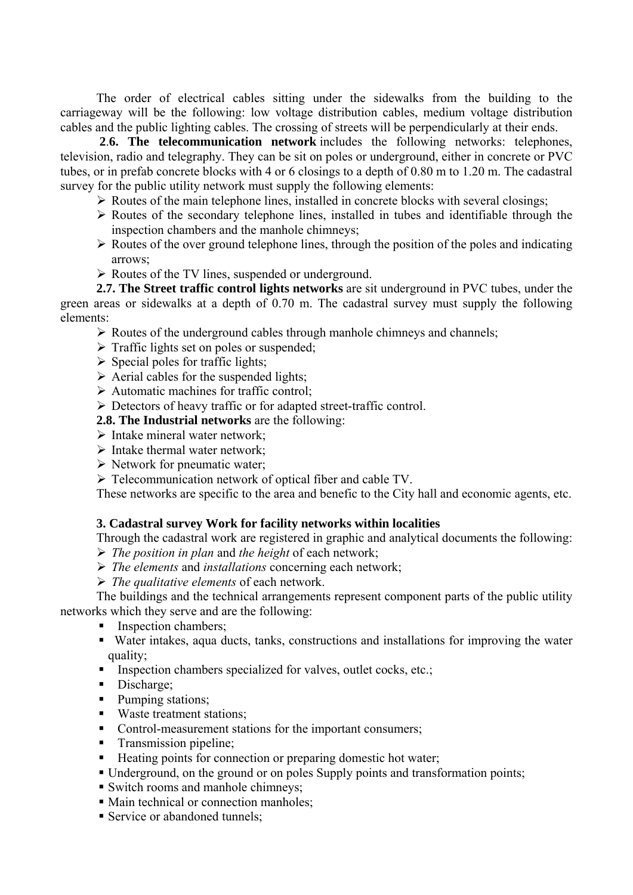The order of electrical cables sitting under the sidewalks from the building to the carriageway will be the following: low voltage distribution cables, medium voltage distribution cables and the public lighting cables. The crossing of streets will be perpendicularly at their ends.

**2.6. The telecommunication network** includes the following networks: telephones, television, radio and telegraphy. They can be sit on poles or underground, either in concrete or PVC tubes, or in prefab concrete blocks with 4 or 6 closings to a depth of 0.80 m to 1.20 m. The cadastral survey for the public utility network must supply the following elements:

- Routes of the main telephone lines, installed in concrete blocks with several closings;
- Routes of the secondary telephone lines, installed in tubes and identifiable through the inspection chambers and the manhole chimneys;
- Routes of the over ground telephone lines, through the position of the poles and indicating arrows;
- Routes of the TV lines, suspended or underground.

**2.7. The Street traffic control lights networks** are sit underground in PVC tubes, under the green areas or sidewalks at a depth of 0.70 m. The cadastral survey must supply the following elements:

- Routes of the underground cables through manhole chimneys and channels;
- Traffic lights set on poles or suspended;
- Special poles for traffic lights;
- Aerial cables for the suspended lights;
- Automatic machines for traffic control;
- Detectors of heavy traffic or for adapted street-traffic control.

**2.8. The Industrial networks** are the following:

- Intake mineral water network;
- Intake thermal water network;
- Network for pneumatic water;
- Telecommunication network of optical fiber and cable TV.

These networks are specific to the area and benefic to the City hall and economic agents, etc.

### 3. Cadastral survey Work for facility networks within localities

Through the cadastral work are registered in graphic and analytical documents the following:

- *The position in plan* and *the height* of each network;
- *The elements* and *installations* concerning each network;
- *The qualitative elements* of each network.

The buildings and the technical arrangements represent component parts of the public utility networks which they serve and are the following:

- Inspection chambers;
- Water intakes, aqua ducts, tanks, constructions and installations for improving the water quality;
- Inspection chambers specialized for valves, outlet cocks, etc.;
- Discharge;
- Pumping stations;
- Waste treatment stations;
- Control-measurement stations for the important consumers;
- Transmission pipeline;
- Heating points for connection or preparing domestic hot water;
- Underground, on the ground or on poles Supply points and transformation points;
- Switch rooms and manhole chimneys;
- Main technical or connection manholes;
- Service or abandoned tunnels;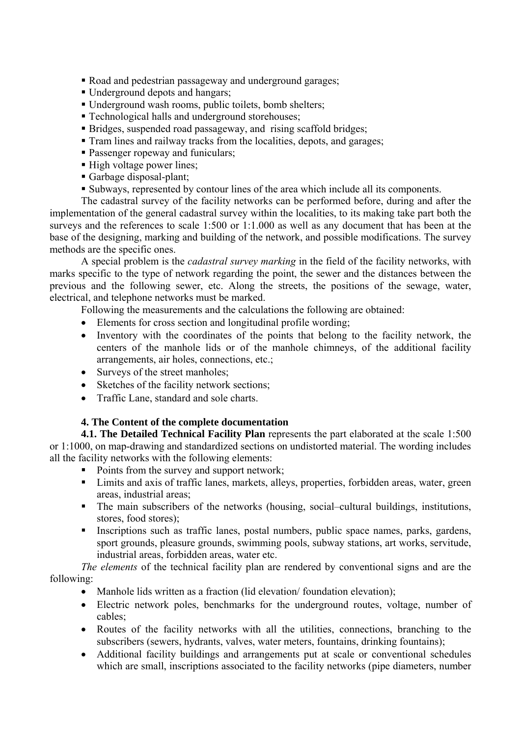- Road and pedestrian passageway and underground garages;
- Underground depots and hangars;
- Underground wash rooms, public toilets, bomb shelters;
- Technological halls and underground storehouses;
- Bridges, suspended road passageway, and rising scaffold bridges;
- Tram lines and railway tracks from the localities, depots, and garages;
- Passenger ropeway and funiculars;
- High voltage power lines;
- Garbage disposal-plant;
- Subways, represented by contour lines of the area which include all its components.

The cadastral survey of the facility networks can be performed before, during and after the implementation of the general cadastral survey within the localities, to its making take part both the surveys and the references to scale 1:500 or 1:1.000 as well as any document that has been at the base of the designing, marking and building of the network, and possible modifications. The survey methods are the specific ones.

A special problem is the *cadastral survey marking* in the field of the facility networks, with marks specific to the type of network regarding the point, the sewer and the distances between the previous and the following sewer, etc. Along the streets, the positions of the sewage, water, electrical, and telephone networks must be marked.

Following the measurements and the calculations the following are obtained:

- Elements for cross section and longitudinal profile wording;
- Inventory with the coordinates of the points that belong to the facility network, the centers of the manhole lids or of the manhole chimneys, of the additional facility arrangements, air holes, connections, etc.;
- Surveys of the street manholes;
- Sketches of the facility network sections;
- Traffic Lane, standard and sole charts.

### 4. The Content of the complete documentation

**4.1. The Detailed Technical Facility Plan** represents the part elaborated at the scale 1:500 or 1:1000, on map-drawing and standardized sections on undistorted material. The wording includes all the facility networks with the following elements:

- Points from the survey and support network;
- Limits and axis of traffic lanes, markets, alleys, properties, forbidden areas, water, green areas, industrial areas;
- The main subscribers of the networks (housing, social–cultural buildings, institutions, stores, food stores);
- Inscriptions such as traffic lanes, postal numbers, public space names, parks, gardens, sport grounds, pleasure grounds, swimming pools, subway stations, art works, servitude, industrial areas, forbidden areas, water etc.

*The elements* of the technical facility plan are rendered by conventional signs and are the following:

- Manhole lids written as a fraction (lid elevation/ foundation elevation);
- Electric network poles, benchmarks for the underground routes, voltage, number of cables;
- Routes of the facility networks with all the utilities, connections, branching to the subscribers (sewers, hydrants, valves, water meters, fountains, drinking fountains);
- Additional facility buildings and arrangements put at scale or conventional schedules which are small, inscriptions associated to the facility networks (pipe diameters, number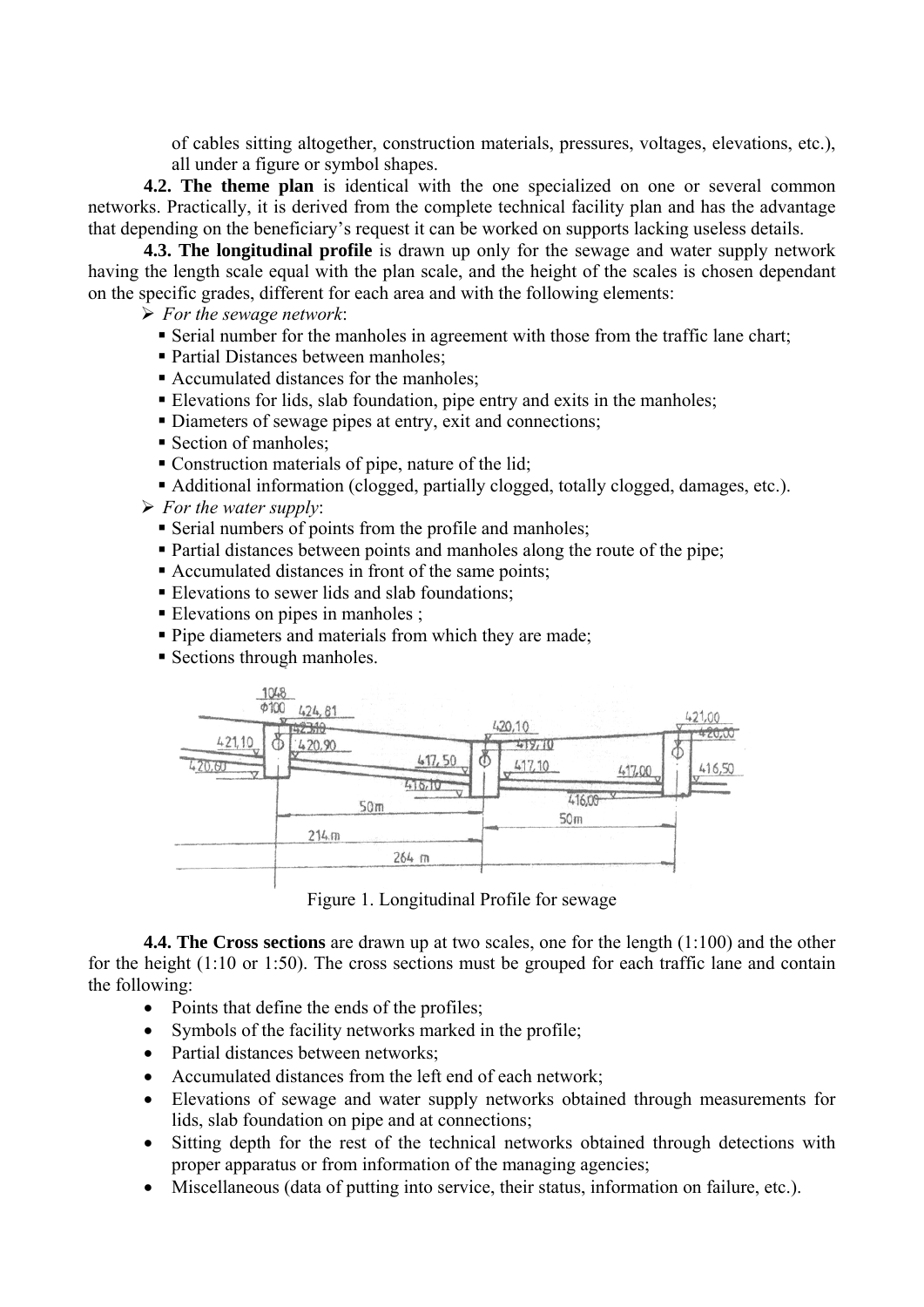of cables sitting altogether, construction materials, pressures, voltages, elevations, etc.), all under a figure or symbol shapes.

**4.2. The theme plan** is identical with the one specialized on one or several common networks. Practically, it is derived from the complete technical facility plan and has the advantage that depending on the beneficiary's request it can be worked on supports lacking useless details.

**4.3. The longitudinal profile** is drawn up only for the sewage and water supply network having the length scale equal with the plan scale, and the height of the scales is chosen dependant on the specific grades, different for each area and with the following elements:

- *For the sewage network*:
  - Serial number for the manholes in agreement with those from the traffic lane chart;
  - Partial Distances between manholes;
  - Accumulated distances for the manholes;
  - Elevations for lids, slab foundation, pipe entry and exits in the manholes;
  - Diameters of sewage pipes at entry, exit and connections;
  - Section of manholes;
  - Construction materials of pipe, nature of the lid;
  - Additional information (clogged, partially clogged, totally clogged, damages, etc.).
- *For the water supply*:
  - Serial numbers of points from the profile and manholes;
  - Partial distances between points and manholes along the route of the pipe;
  - Accumulated distances in front of the same points;
  - Elevations to sewer lids and slab foundations;
  - Elevations on pipes in manholes ;
  - Pipe diameters and materials from which they are made;
  - Sections through manholes.

Figure 1. Longitudinal Profile for sewage

**4.4. The Cross sections** are drawn up at two scales, one for the length (1:100) and the other for the height (1:10 or 1:50). The cross sections must be grouped for each traffic lane and contain the following:

- Points that define the ends of the profiles;
- Symbols of the facility networks marked in the profile;
- Partial distances between networks;
- Accumulated distances from the left end of each network;
- Elevations of sewage and water supply networks obtained through measurements for lids, slab foundation on pipe and at connections;
- Sitting depth for the rest of the technical networks obtained through detections with proper apparatus or from information of the managing agencies;
- Miscellaneous (data of putting into service, their status, information on failure, etc.).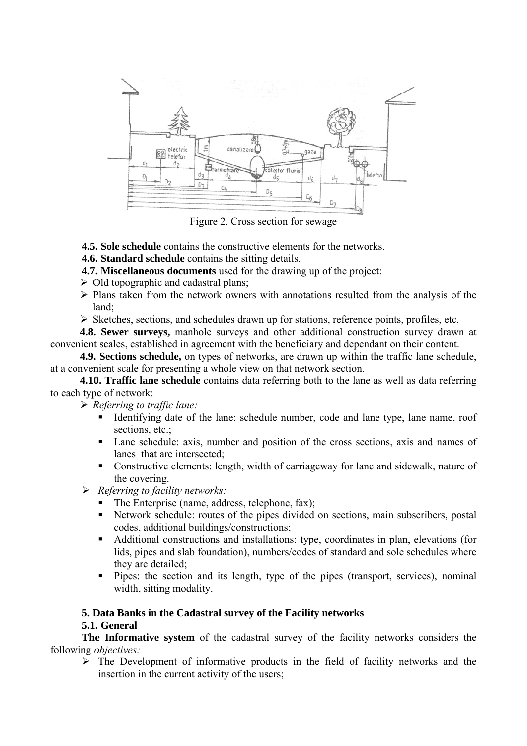Figure 2. Cross section for sewage

**4.5. Sole schedule** contains the constructive elements for the networks.

**4.6. Standard schedule** contains the sitting details.

**4.7. Miscellaneous documents** used for the drawing up of the project:

- Old topographic and cadastral plans;
- Plans taken from the network owners with annotations resulted from the analysis of the land;
- Sketches, sections, and schedules drawn up for stations, reference points, profiles, etc.

**4.8. Sewer surveys,** manhole surveys and other additional construction survey drawn at convenient scales, established in agreement with the beneficiary and dependant on their content.

**4.9. Sections schedule,** on types of networks, are drawn up within the traffic lane schedule, at a convenient scale for presenting a whole view on that network section.

**4.10. Traffic lane schedule** contains data referring both to the lane as well as data referring to each type of network:

- *Referring to traffic lane:*
  - Identifying date of the lane: schedule number, code and lane type, lane name, roof sections, etc.;
  - Lane schedule: axis, number and position of the cross sections, axis and names of lanes that are intersected;
  - Constructive elements: length, width of carriageway for lane and sidewalk, nature of the covering.
- *Referring to facility networks:*
  - The Enterprise (name, address, telephone, fax);
  - Network schedule: routes of the pipes divided on sections, main subscribers, postal codes, additional buildings/constructions;
  - Additional constructions and installations: type, coordinates in plan, elevations (for lids, pipes and slab foundation), numbers/codes of standard and sole schedules where they are detailed;
  - Pipes: the section and its length, type of the pipes (transport, services), nominal width, sitting modality.

## 5. Data Banks in the Cadastral survey of the Facility networks

### 5.1. General

**The Informative system** of the cadastral survey of the facility networks considers the following *objectives:*

- The Development of informative products in the field of facility networks and the insertion in the current activity of the users;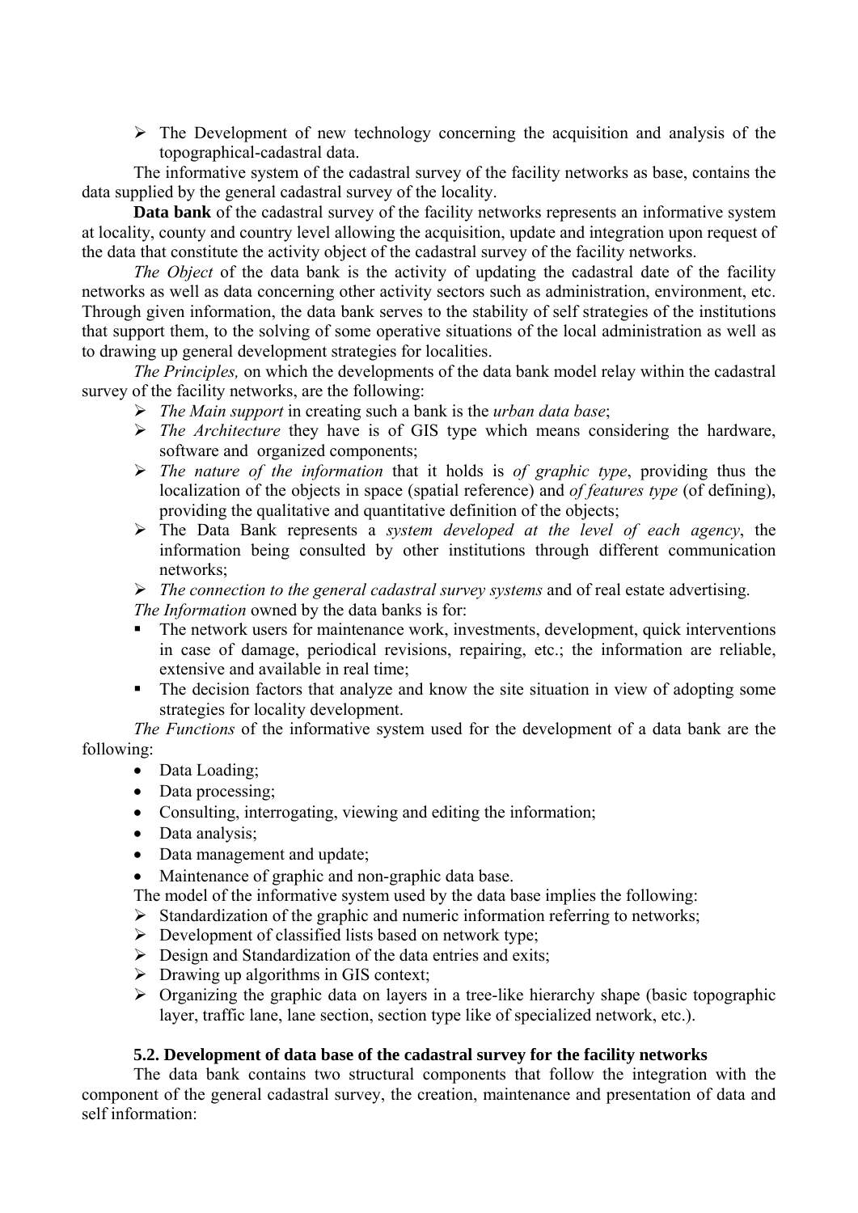- The Development of new technology concerning the acquisition and analysis of the topographical-cadastral data.

The informative system of the cadastral survey of the facility networks as base, contains the data supplied by the general cadastral survey of the locality.

**Data bank** of the cadastral survey of the facility networks represents an informative system at locality, county and country level allowing the acquisition, update and integration upon request of the data that constitute the activity object of the cadastral survey of the facility networks.

*The Object* of the data bank is the activity of updating the cadastral date of the facility networks as well as data concerning other activity sectors such as administration, environment, etc. Through given information, the data bank serves to the stability of self strategies of the institutions that support them, to the solving of some operative situations of the local administration as well as to drawing up general development strategies for localities.

*The Principles,* on which the developments of the data bank model relay within the cadastral survey of the facility networks, are the following:

- *The Main support* in creating such a bank is the *urban data base*;
- *The Architecture* they have is of GIS type which means considering the hardware, software and organized components;
- *The nature of the information* that it holds is *of graphic type*, providing thus the localization of the objects in space (spatial reference) and *of features type* (of defining), providing the qualitative and quantitative definition of the objects;
- The Data Bank represents a *system developed at the level of each agency*, the information being consulted by other institutions through different communication networks;
- *The connection to the general cadastral survey systems* and of real estate advertising.

*The Information* owned by the data banks is for:

- The network users for maintenance work, investments, development, quick interventions in case of damage, periodical revisions, repairing, etc.; the information are reliable, extensive and available in real time;
- The decision factors that analyze and know the site situation in view of adopting some strategies for locality development.

*The Functions* of the informative system used for the development of a data bank are the following:

- Data Loading;
- Data processing;
- Consulting, interrogating, viewing and editing the information;
- Data analysis;
- Data management and update;
- Maintenance of graphic and non-graphic data base.

The model of the informative system used by the data base implies the following:

- Standardization of the graphic and numeric information referring to networks;
- Development of classified lists based on network type;
- Design and Standardization of the data entries and exits;
- Drawing up algorithms in GIS context;
- Organizing the graphic data on layers in a tree-like hierarchy shape (basic topographic layer, traffic lane, lane section, section type like of specialized network, etc.).

### 5.2. Development of data base of the cadastral survey for the facility networks

The data bank contains two structural components that follow the integration with the component of the general cadastral survey, the creation, maintenance and presentation of data and self information: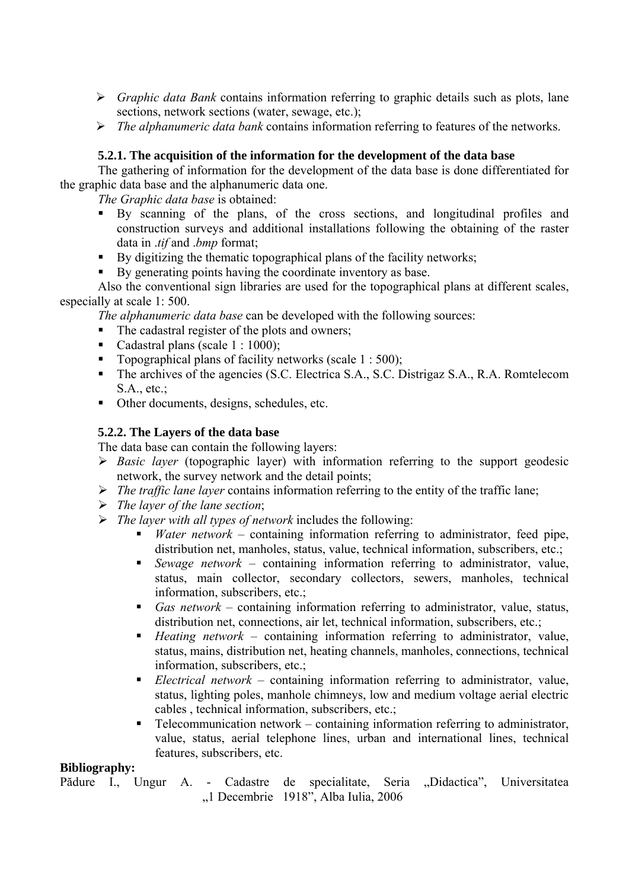- *Graphic data Bank* contains information referring to graphic details such as plots, lane sections, network sections (water, sewage, etc.);
- *The alphanumeric data bank* contains information referring to features of the networks.

### 5.2.1. The acquisition of the information for the development of the data base

The gathering of information for the development of the data base is done differentiated for the graphic data base and the alphanumeric data one.

*The Graphic data base* is obtained:

- By scanning of the plans, of the cross sections, and longitudinal profiles and construction surveys and additional installations following the obtaining of the raster data in *.tif* and *.bmp* format;
- By digitizing the thematic topographical plans of the facility networks;
- By generating points having the coordinate inventory as base.

Also the conventional sign libraries are used for the topographical plans at different scales, especially at scale 1: 500.

*The alphanumeric data base* can be developed with the following sources:

- The cadastral register of the plots and owners;
- Cadastral plans (scale 1 : 1000);
- Topographical plans of facility networks (scale 1 : 500);
- The archives of the agencies (S.C. Electrica S.A., S.C. Distrigaz S.A., R.A. Romtelecom S.A., etc.;
- Other documents, designs, schedules, etc.

### 5.2.2. The Layers of the data base

The data base can contain the following layers:

- *Basic layer* (topographic layer) with information referring to the support geodesic network, the survey network and the detail points;
- *The traffic lane layer* contains information referring to the entity of the traffic lane;
- *The layer of the lane section*;
- *The layer with all types of network* includes the following:
  - *Water network* – containing information referring to administrator, feed pipe, distribution net, manholes, status, value, technical information, subscribers, etc.;
  - *Sewage network* – containing information referring to administrator, value, status, main collector, secondary collectors, sewers, manholes, technical information, subscribers, etc.;
  - *Gas network* – containing information referring to administrator, value, status, distribution net, connections, air let, technical information, subscribers, etc.;
  - *Heating network* – containing information referring to administrator, value, status, mains, distribution net, heating channels, manholes, connections, technical information, subscribers, etc.;
  - *Electrical network* – containing information referring to administrator, value, status, lighting poles, manhole chimneys, low and medium voltage aerial electric cables , technical information, subscribers, etc.;
  - Telecommunication network – containing information referring to administrator, value, status, aerial telephone lines, urban and international lines, technical features, subscribers, etc.

**Bibliography:**

Pădure I., Ungur A. - Cadastre de specialitate, Seria „Didactica”, Universitatea „1 Decembrie 1918”, Alba Iulia, 2006